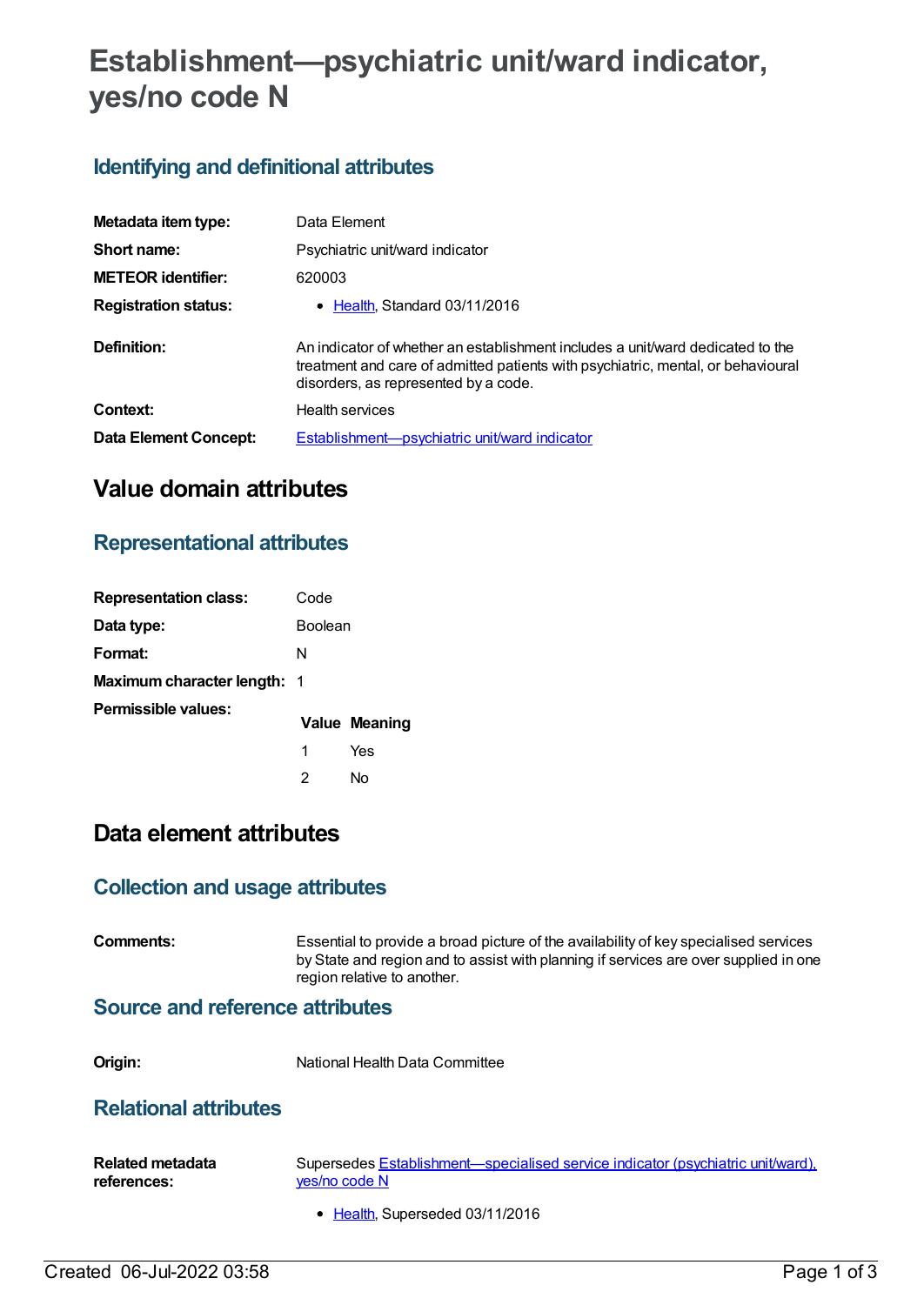# Establishment—psychiatric unit/ward indicator, yes/no code N

## Identifying and definitional attributes

| | |
|---|---|
| **Metadata item type:** | Data Element |
| **Short name:** | Psychiatric unit/ward indicator |
| **METEOR identifier:** | 620003 |
| **Registration status:** | • Health, Standard 03/11/2016 |
| **Definition:** | An indicator of whether an establishment includes a unit/ward dedicated to the treatment and care of admitted patients with psychiatric, mental, or behavioural disorders, as represented by a code. |
| **Context:** | Health services |
| **Data Element Concept:** | Establishment—psychiatric unit/ward indicator |

# Value domain attributes

## Representational attributes

| | |
|---|---|
| **Representation class:** | Code |
| **Data type:** | Boolean |
| **Format:** | N |
| **Maximum character length:** | 1 |

**Permissible values:**

| Value | Meaning |
|---|---|
| 1 | Yes |
| 2 | No |

# Data element attributes

## Collection and usage attributes

**Comments:** Essential to provide a broad picture of the availability of key specialised services by State and region and to assist with planning if services are over supplied in one region relative to another.

## Source and reference attributes

**Origin:** National Health Data Committee

## Relational attributes

**Related metadata references:** Supersedes Establishment—specialised service indicator (psychiatric unit/ward), yes/no code N

- Health, Superseded 03/11/2016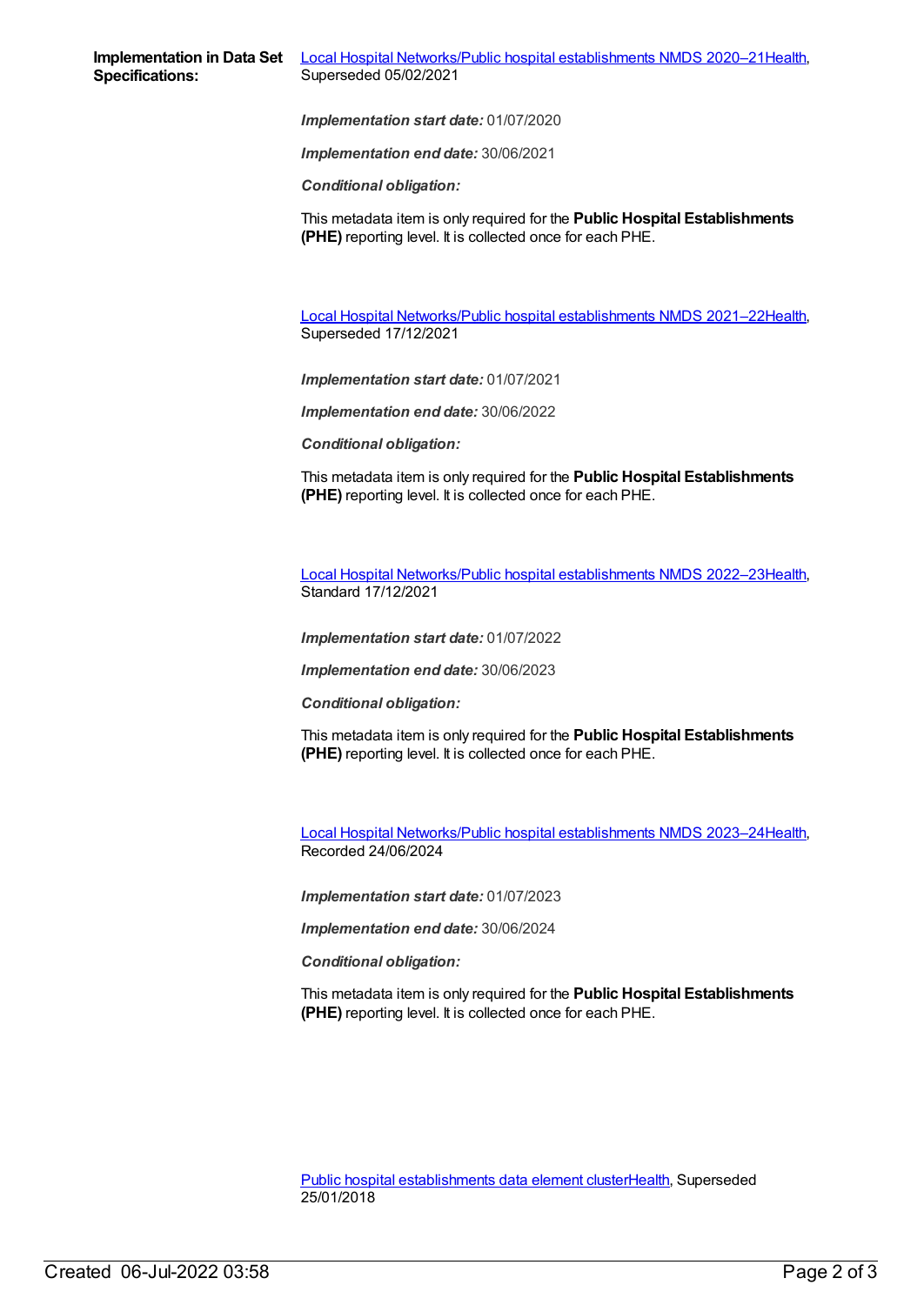**Implementation in Data Set Specifications:**

Local Hospital Networks/Public hospital establishments NMDS 2020–21Health, Superseded 05/02/2021

***Implementation start date:*** 01/07/2020

***Implementation end date:*** 30/06/2021

***Conditional obligation:***

This metadata item is only required for the **Public Hospital Establishments (PHE)** reporting level. It is collected once for each PHE.

Local Hospital Networks/Public hospital establishments NMDS 2021–22Health, Superseded 17/12/2021

***Implementation start date:*** 01/07/2021

***Implementation end date:*** 30/06/2022

***Conditional obligation:***

This metadata item is only required for the **Public Hospital Establishments (PHE)** reporting level. It is collected once for each PHE.

Local Hospital Networks/Public hospital establishments NMDS 2022–23Health, Standard 17/12/2021

***Implementation start date:*** 01/07/2022

***Implementation end date:*** 30/06/2023

***Conditional obligation:***

This metadata item is only required for the **Public Hospital Establishments (PHE)** reporting level. It is collected once for each PHE.

Local Hospital Networks/Public hospital establishments NMDS 2023–24Health, Recorded 24/06/2024

***Implementation start date:*** 01/07/2023

***Implementation end date:*** 30/06/2024

***Conditional obligation:***

This metadata item is only required for the **Public Hospital Establishments (PHE)** reporting level. It is collected once for each PHE.

Public hospital establishments data element clusterHealth, Superseded 25/01/2018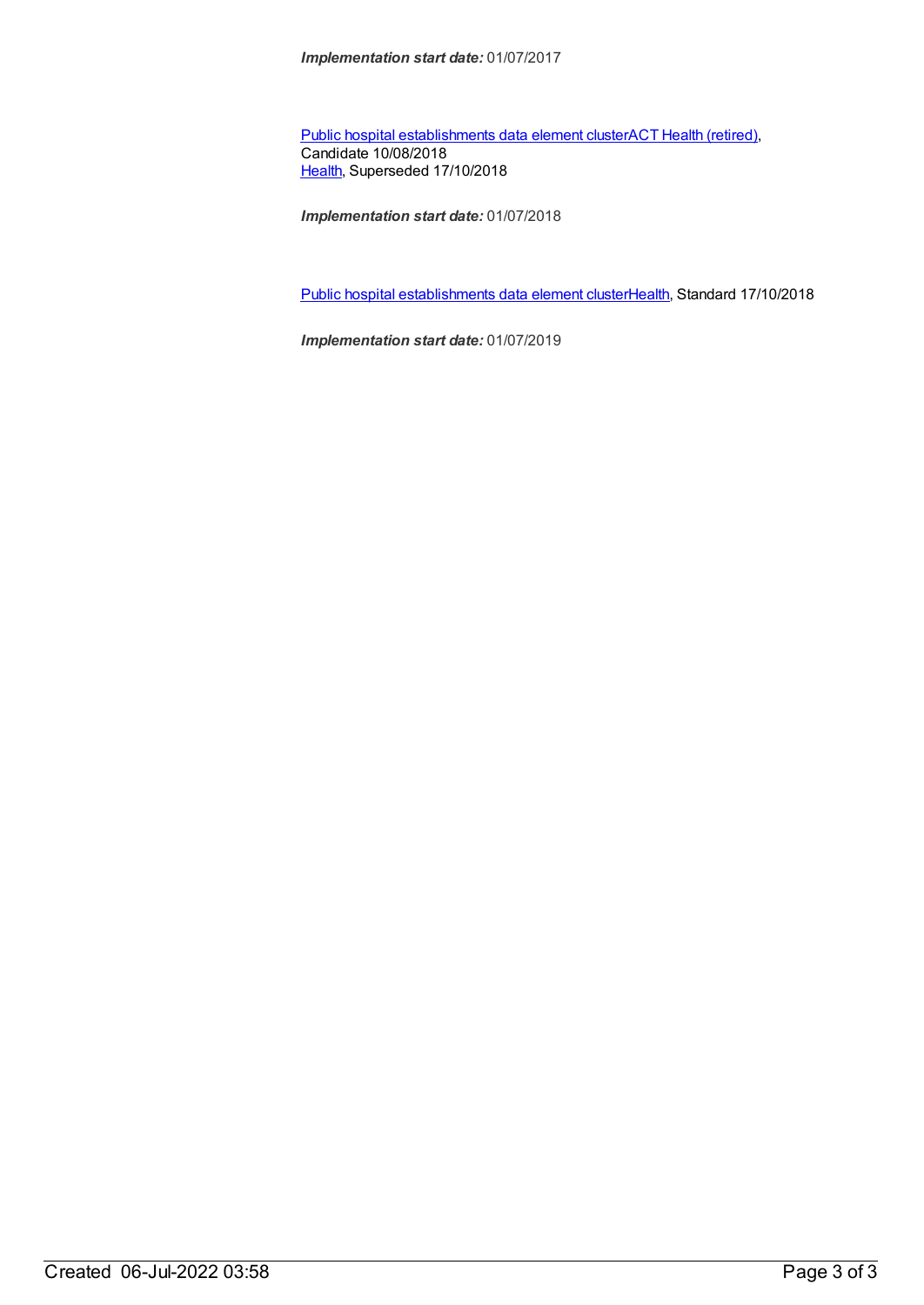***Implementation start date:*** 01/07/2017

Public hospital establishments data element clusterACT Health (retired), Candidate 10/08/2018
Health, Superseded 17/10/2018

***Implementation start date:*** 01/07/2018

Public hospital establishments data element clusterHealth, Standard 17/10/2018

***Implementation start date:*** 01/07/2019